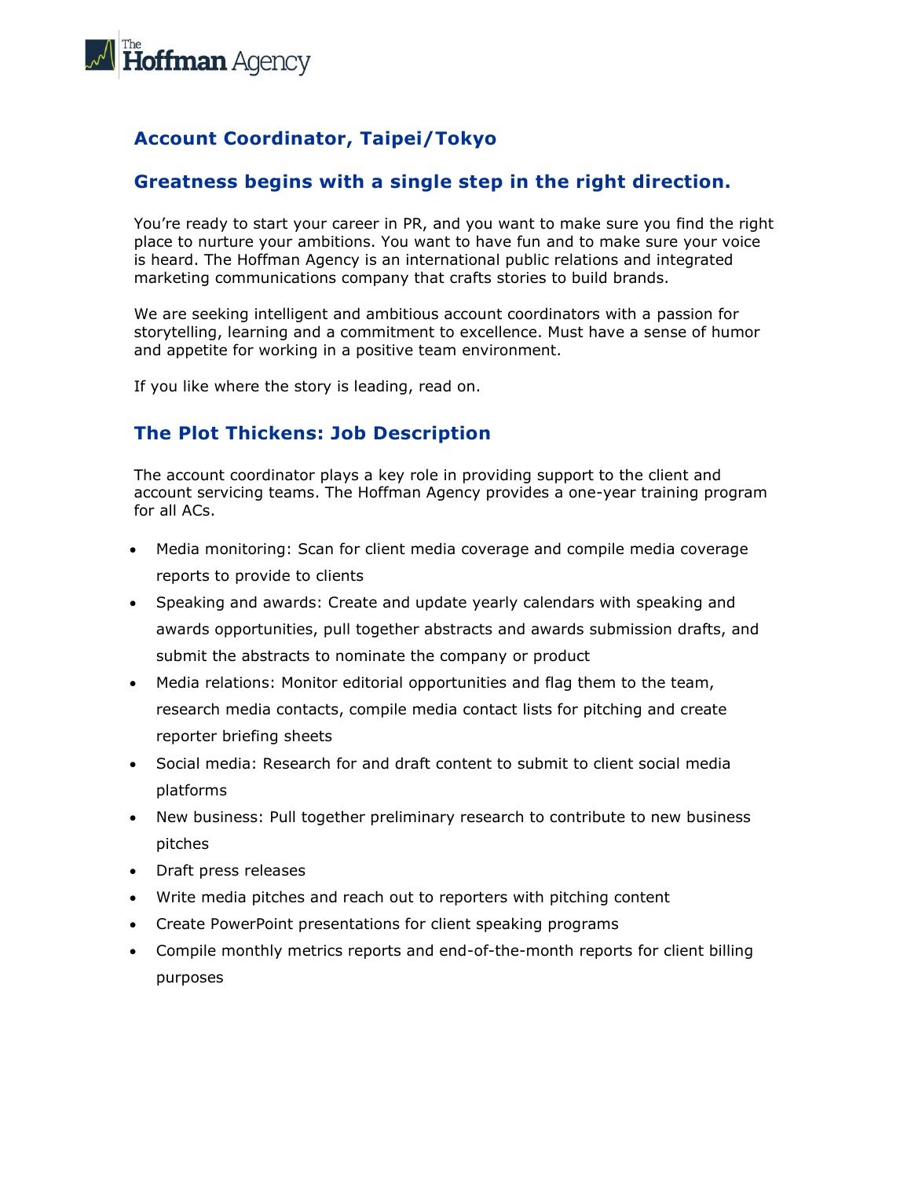The Hoffman Agency

## Account Coordinator, Taipei/Tokyo

## Greatness begins with a single step in the right direction.

You're ready to start your career in PR, and you want to make sure you find the right place to nurture your ambitions. You want to have fun and to make sure your voice is heard. The Hoffman Agency is an international public relations and integrated marketing communications company that crafts stories to build brands.

We are seeking intelligent and ambitious account coordinators with a passion for storytelling, learning and a commitment to excellence. Must have a sense of humor and appetite for working in a positive team environment.

If you like where the story is leading, read on.

## The Plot Thickens: Job Description

The account coordinator plays a key role in providing support to the client and account servicing teams. The Hoffman Agency provides a one-year training program for all ACs.

- Media monitoring: Scan for client media coverage and compile media coverage reports to provide to clients
- Speaking and awards: Create and update yearly calendars with speaking and awards opportunities, pull together abstracts and awards submission drafts, and submit the abstracts to nominate the company or product
- Media relations: Monitor editorial opportunities and flag them to the team, research media contacts, compile media contact lists for pitching and create reporter briefing sheets
- Social media: Research for and draft content to submit to client social media platforms
- New business: Pull together preliminary research to contribute to new business pitches
- Draft press releases
- Write media pitches and reach out to reporters with pitching content
- Create PowerPoint presentations for client speaking programs
- Compile monthly metrics reports and end-of-the-month reports for client billing purposes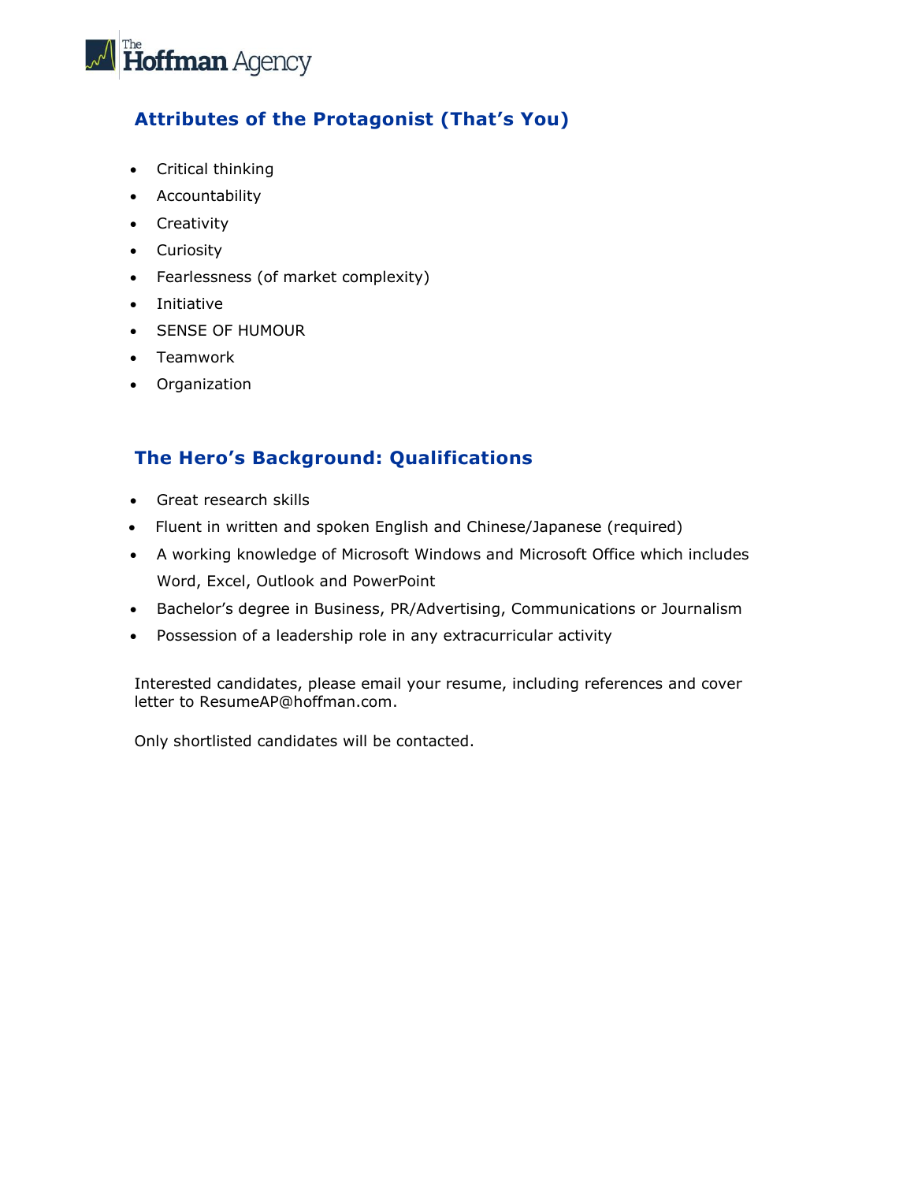## Attributes of the Protagonist (That's You)

- Critical thinking
- Accountability
- Creativity
- Curiosity
- Fearlessness (of market complexity)
- Initiative
- SENSE OF HUMOUR
- Teamwork
- Organization

## The Hero's Background: Qualifications

- Great research skills
- Fluent in written and spoken English and Chinese/Japanese (required)
- A working knowledge of Microsoft Windows and Microsoft Office which includes Word, Excel, Outlook and PowerPoint
- Bachelor's degree in Business, PR/Advertising, Communications or Journalism
- Possession of a leadership role in any extracurricular activity

Interested candidates, please email your resume, including references and cover letter to ResumeAP@hoffman.com.

Only shortlisted candidates will be contacted.